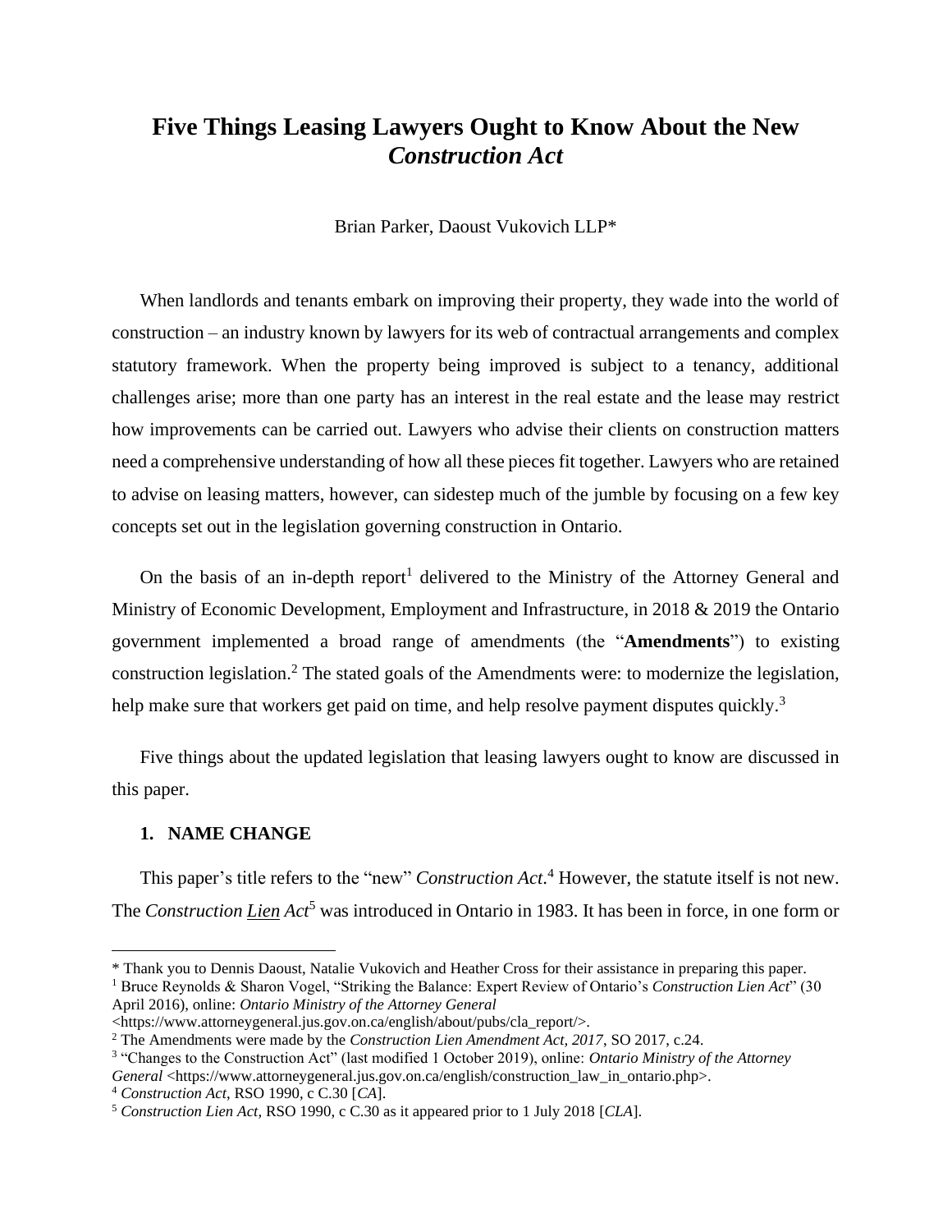# Five Things Leasing Lawyers Ought to Know About the New *Construction Act*

Brian Parker, Daoust Vukovich LLP*

When landlords and tenants embark on improving their property, they wade into the world of construction – an industry known by lawyers for its web of contractual arrangements and complex statutory framework. When the property being improved is subject to a tenancy, additional challenges arise; more than one party has an interest in the real estate and the lease may restrict how improvements can be carried out. Lawyers who advise their clients on construction matters need a comprehensive understanding of how all these pieces fit together. Lawyers who are retained to advise on leasing matters, however, can sidestep much of the jumble by focusing on a few key concepts set out in the legislation governing construction in Ontario.

On the basis of an in-depth report[1] delivered to the Ministry of the Attorney General and Ministry of Economic Development, Employment and Infrastructure, in 2018 & 2019 the Ontario government implemented a broad range of amendments (the "**Amendments**") to existing construction legislation.[2] The stated goals of the Amendments were: to modernize the legislation, help make sure that workers get paid on time, and help resolve payment disputes quickly.[3]

Five things about the updated legislation that leasing lawyers ought to know are discussed in this paper.

## 1. NAME CHANGE

This paper's title refers to the "new" *Construction Act*.[4] However, the statute itself is not new. The *Construction Lien Act*[5] was introduced in Ontario in 1983. It has been in force, in one form or

---

\* Thank you to Dennis Daoust, Natalie Vukovich and Heather Cross for their assistance in preparing this paper.

[1] Bruce Reynolds & Sharon Vogel, "Striking the Balance: Expert Review of Ontario's *Construction Lien Act*" (30 April 2016), online: *Ontario Ministry of the Attorney General* <https://www.attorneygeneral.jus.gov.on.ca/english/about/pubs/cla_report/>.

[2] The Amendments were made by the *Construction Lien Amendment Act, 2017*, SO 2017, c.24.

[3] "Changes to the Construction Act" (last modified 1 October 2019), online: *Ontario Ministry of the Attorney General* <https://www.attorneygeneral.jus.gov.on.ca/english/construction_law_in_ontario.php>.

[4] *Construction Act*, RSO 1990, c C.30 [*CA*].

[5] *Construction Lien Act*, RSO 1990, c C.30 as it appeared prior to 1 July 2018 [*CLA*].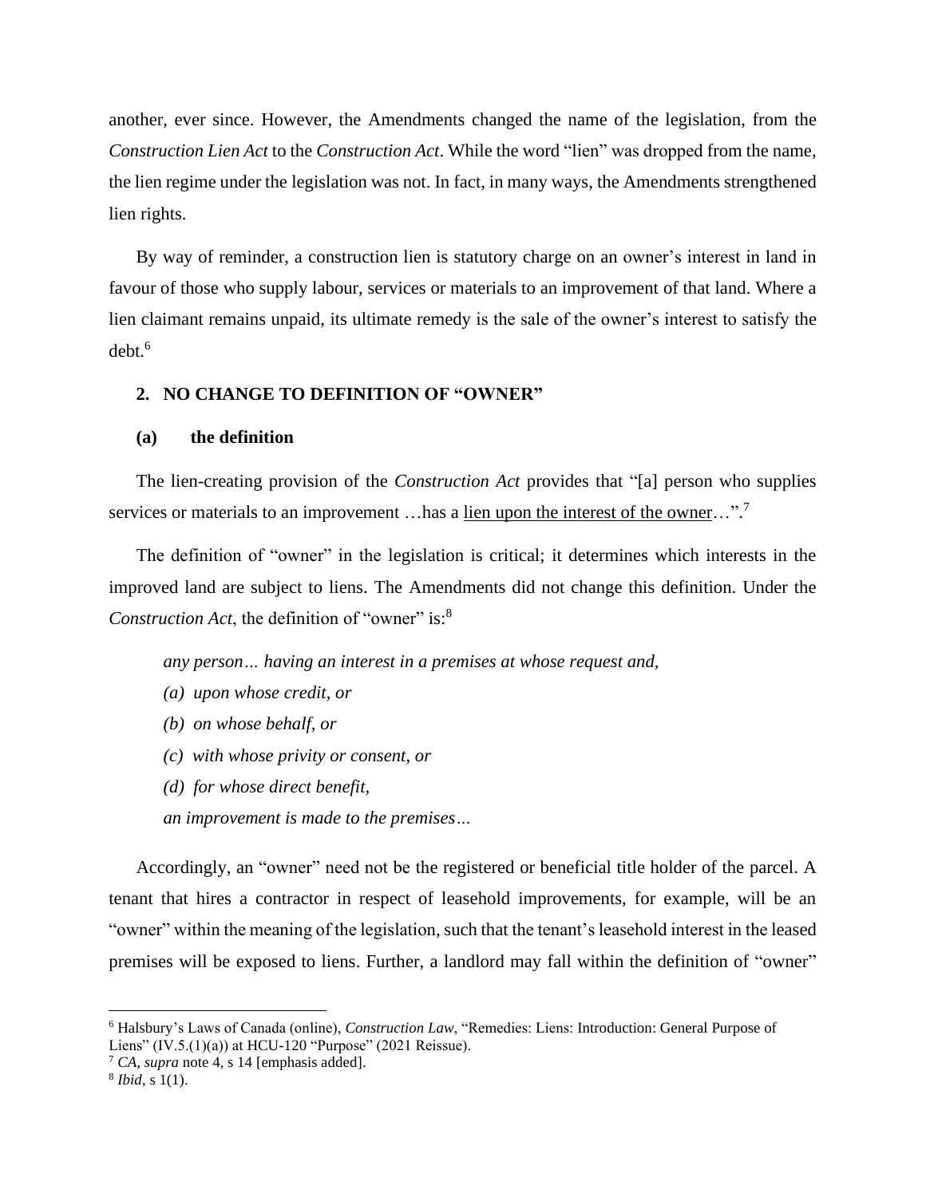another, ever since. However, the Amendments changed the name of the legislation, from the *Construction Lien Act* to the *Construction Act*. While the word "lien" was dropped from the name, the lien regime under the legislation was not. In fact, in many ways, the Amendments strengthened lien rights.

By way of reminder, a construction lien is statutory charge on an owner's interest in land in favour of those who supply labour, services or materials to an improvement of that land. Where a lien claimant remains unpaid, its ultimate remedy is the sale of the owner's interest to satisfy the debt.[6]

## 2. NO CHANGE TO DEFINITION OF "OWNER"

### (a) the definition

The lien-creating provision of the *Construction Act* provides that "[a] person who supplies services or materials to an improvement …has a <u>lien upon the interest of the owner</u>…".[7]

The definition of "owner" in the legislation is critical; it determines which interests in the improved land are subject to liens. The Amendments did not change this definition. Under the *Construction Act*, the definition of "owner" is:[8]

> *any person… having an interest in a premises at whose request and,*
>
> *(a) upon whose credit, or*
>
> *(b) on whose behalf, or*
>
> *(c) with whose privity or consent, or*
>
> *(d) for whose direct benefit,*
>
> *an improvement is made to the premises…*

Accordingly, an "owner" need not be the registered or beneficial title holder of the parcel. A tenant that hires a contractor in respect of leasehold improvements, for example, will be an "owner" within the meaning of the legislation, such that the tenant's leasehold interest in the leased premises will be exposed to liens. Further, a landlord may fall within the definition of "owner"

---

[6] Halsbury's Laws of Canada (online), *Construction Law*, "Remedies: Liens: Introduction: General Purpose of Liens" (IV.5.(1)(a)) at HCU-120 "Purpose" (2021 Reissue).

[7] *CA*, *supra* note 4, s 14 [emphasis added].

[8] *Ibid*, s 1(1).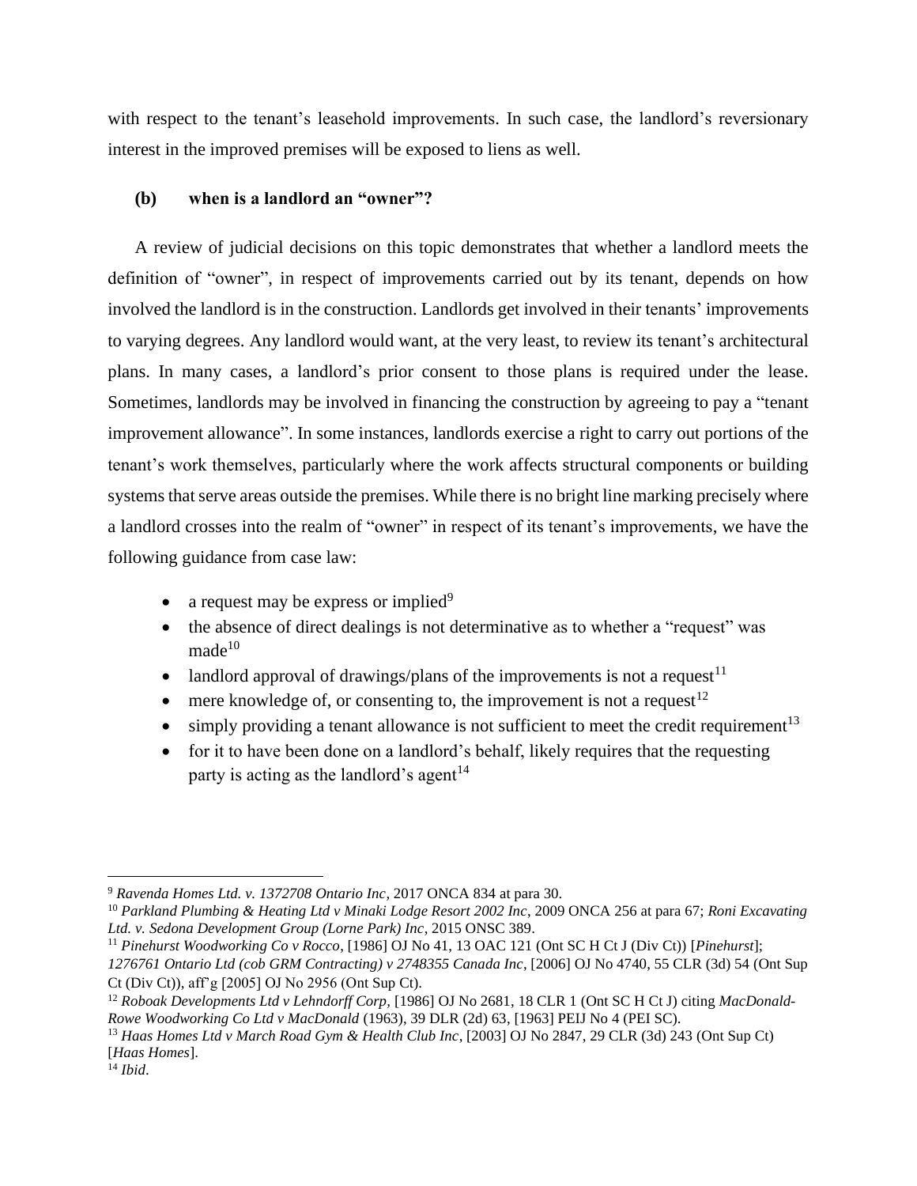with respect to the tenant's leasehold improvements. In such case, the landlord's reversionary interest in the improved premises will be exposed to liens as well.

### (b) when is a landlord an "owner"?

A review of judicial decisions on this topic demonstrates that whether a landlord meets the definition of "owner", in respect of improvements carried out by its tenant, depends on how involved the landlord is in the construction. Landlords get involved in their tenants' improvements to varying degrees. Any landlord would want, at the very least, to review its tenant's architectural plans. In many cases, a landlord's prior consent to those plans is required under the lease. Sometimes, landlords may be involved in financing the construction by agreeing to pay a "tenant improvement allowance". In some instances, landlords exercise a right to carry out portions of the tenant's work themselves, particularly where the work affects structural components or building systems that serve areas outside the premises. While there is no bright line marking precisely where a landlord crosses into the realm of "owner" in respect of its tenant's improvements, we have the following guidance from case law:

- a request may be express or implied[9]
- the absence of direct dealings is not determinative as to whether a "request" was made[10]
- landlord approval of drawings/plans of the improvements is not a request[11]
- mere knowledge of, or consenting to, the improvement is not a request[12]
- simply providing a tenant allowance is not sufficient to meet the credit requirement[13]
- for it to have been done on a landlord's behalf, likely requires that the requesting party is acting as the landlord's agent[14]

---

[9] *Ravenda Homes Ltd. v. 1372708 Ontario Inc*, 2017 ONCA 834 at para 30.

[10] *Parkland Plumbing & Heating Ltd v Minaki Lodge Resort 2002 Inc*, 2009 ONCA 256 at para 67; *Roni Excavating Ltd. v. Sedona Development Group (Lorne Park) Inc*, 2015 ONSC 389.

[11] *Pinehurst Woodworking Co v Rocco*, [1986] OJ No 41, 13 OAC 121 (Ont SC H Ct J (Div Ct)) [*Pinehurst*]; *1276761 Ontario Ltd (cob GRM Contracting) v 2748355 Canada Inc*, [2006] OJ No 4740, 55 CLR (3d) 54 (Ont Sup Ct (Div Ct)), aff'g [2005] OJ No 2956 (Ont Sup Ct).

[12] *Roboak Developments Ltd v Lehndorff Corp*, [1986] OJ No 2681, 18 CLR 1 (Ont SC H Ct J) citing *MacDonald-Rowe Woodworking Co Ltd v MacDonald* (1963), 39 DLR (2d) 63, [1963] PEIJ No 4 (PEI SC).

[13] *Haas Homes Ltd v March Road Gym & Health Club Inc*, [2003] OJ No 2847, 29 CLR (3d) 243 (Ont Sup Ct) [*Haas Homes*].

[14] *Ibid*.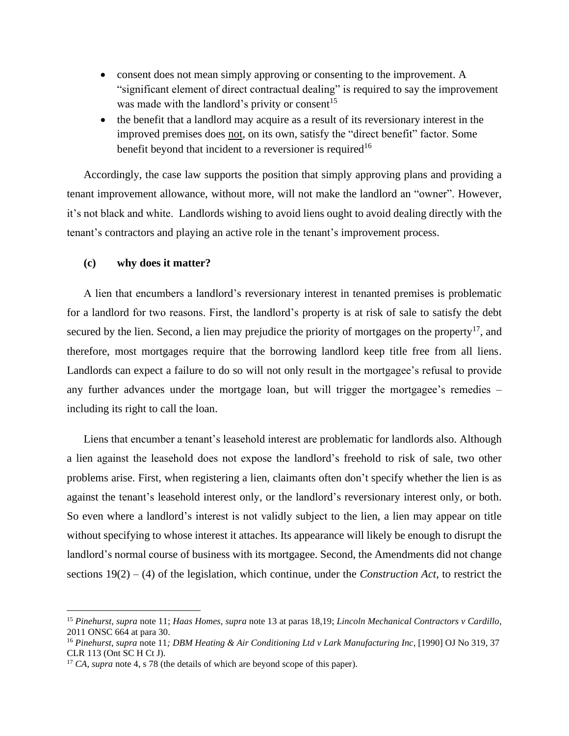- consent does not mean simply approving or consenting to the improvement. A "significant element of direct contractual dealing" is required to say the improvement was made with the landlord's privity or consent[15]
- the benefit that a landlord may acquire as a result of its reversionary interest in the improved premises does not, on its own, satisfy the "direct benefit" factor. Some benefit beyond that incident to a reversioner is required[16]

Accordingly, the case law supports the position that simply approving plans and providing a tenant improvement allowance, without more, will not make the landlord an "owner". However, it's not black and white. Landlords wishing to avoid liens ought to avoid dealing directly with the tenant's contractors and playing an active role in the tenant's improvement process.

**(c) why does it matter?**

A lien that encumbers a landlord's reversionary interest in tenanted premises is problematic for a landlord for two reasons. First, the landlord's property is at risk of sale to satisfy the debt secured by the lien. Second, a lien may prejudice the priority of mortgages on the property[17], and therefore, most mortgages require that the borrowing landlord keep title free from all liens. Landlords can expect a failure to do so will not only result in the mortgagee's refusal to provide any further advances under the mortgage loan, but will trigger the mortgagee's remedies – including its right to call the loan.

Liens that encumber a tenant's leasehold interest are problematic for landlords also. Although a lien against the leasehold does not expose the landlord's freehold to risk of sale, two other problems arise. First, when registering a lien, claimants often don't specify whether the lien is as against the tenant's leasehold interest only, or the landlord's reversionary interest only, or both. So even where a landlord's interest is not validly subject to the lien, a lien may appear on title without specifying to whose interest it attaches. Its appearance will likely be enough to disrupt the landlord's normal course of business with its mortgagee. Second, the Amendments did not change sections 19(2) – (4) of the legislation, which continue, under the *Construction Act*, to restrict the

---

[15] *Pinehurst*, *supra* note 11; *Haas Homes*, *supra* note 13 at paras 18,19; *Lincoln Mechanical Contractors v Cardillo*, 2011 ONSC 664 at para 30.

[16] *Pinehurst*, *supra* note 11*; DBM Heating & Air Conditioning Ltd v Lark Manufacturing Inc*, [1990] OJ No 319, 37 CLR 113 (Ont SC H Ct J).

[17] *CA*, *supra* note 4, s 78 (the details of which are beyond scope of this paper).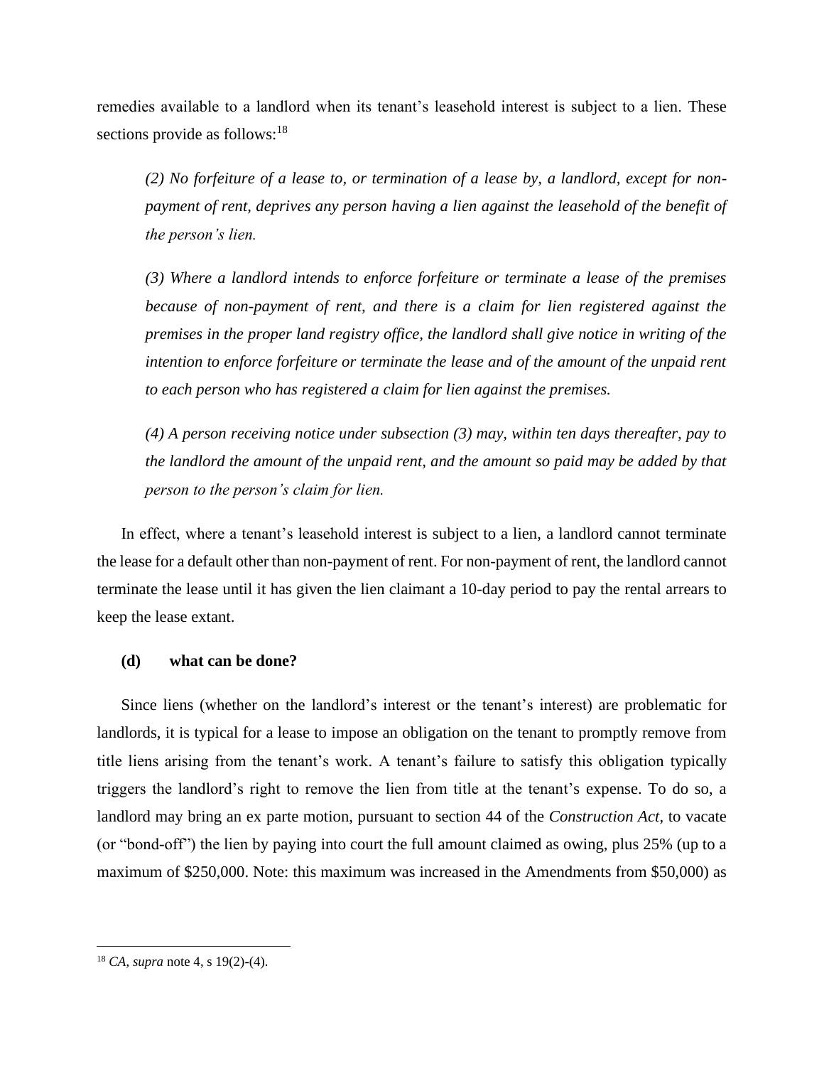remedies available to a landlord when its tenant's leasehold interest is subject to a lien. These sections provide as follows:[18]

> *(2) No forfeiture of a lease to, or termination of a lease by, a landlord, except for non-payment of rent, deprives any person having a lien against the leasehold of the benefit of the person's lien.*
>
> *(3) Where a landlord intends to enforce forfeiture or terminate a lease of the premises because of non-payment of rent, and there is a claim for lien registered against the premises in the proper land registry office, the landlord shall give notice in writing of the intention to enforce forfeiture or terminate the lease and of the amount of the unpaid rent to each person who has registered a claim for lien against the premises.*
>
> *(4) A person receiving notice under subsection (3) may, within ten days thereafter, pay to the landlord the amount of the unpaid rent, and the amount so paid may be added by that person to the person's claim for lien.*

In effect, where a tenant's leasehold interest is subject to a lien, a landlord cannot terminate the lease for a default other than non-payment of rent. For non-payment of rent, the landlord cannot terminate the lease until it has given the lien claimant a 10-day period to pay the rental arrears to keep the lease extant.

**(d) what can be done?**

Since liens (whether on the landlord's interest or the tenant's interest) are problematic for landlords, it is typical for a lease to impose an obligation on the tenant to promptly remove from title liens arising from the tenant's work. A tenant's failure to satisfy this obligation typically triggers the landlord's right to remove the lien from title at the tenant's expense. To do so, a landlord may bring an ex parte motion, pursuant to section 44 of the *Construction Act*, to vacate (or "bond-off") the lien by paying into court the full amount claimed as owing, plus 25% (up to a maximum of $250,000. Note: this maximum was increased in the Amendments from $50,000) as

[18] *CA*, *supra* note 4, s 19(2)-(4).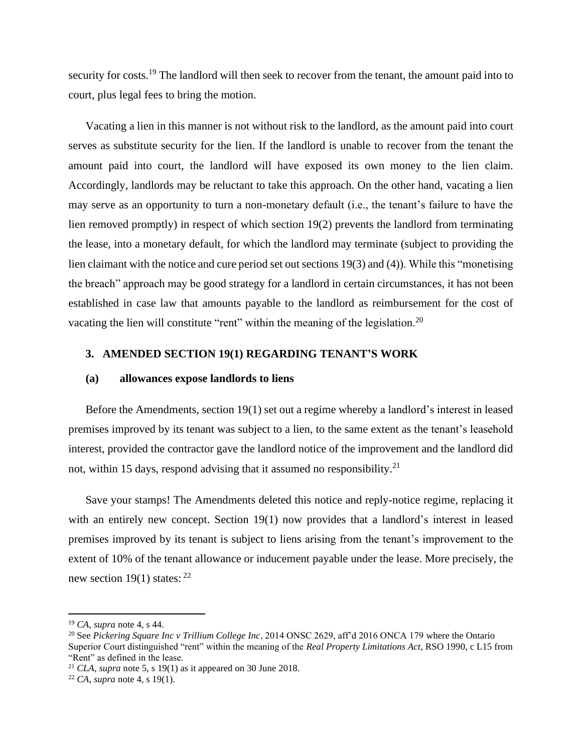security for costs.[19] The landlord will then seek to recover from the tenant, the amount paid into to court, plus legal fees to bring the motion.

Vacating a lien in this manner is not without risk to the landlord, as the amount paid into court serves as substitute security for the lien. If the landlord is unable to recover from the tenant the amount paid into court, the landlord will have exposed its own money to the lien claim. Accordingly, landlords may be reluctant to take this approach. On the other hand, vacating a lien may serve as an opportunity to turn a non-monetary default (i.e., the tenant's failure to have the lien removed promptly) in respect of which section 19(2) prevents the landlord from terminating the lease, into a monetary default, for which the landlord may terminate (subject to providing the lien claimant with the notice and cure period set out sections 19(3) and (4)). While this "monetising the breach" approach may be good strategy for a landlord in certain circumstances, it has not been established in case law that amounts payable to the landlord as reimbursement for the cost of vacating the lien will constitute "rent" within the meaning of the legislation.[20]

## 3. AMENDED SECTION 19(1) REGARDING TENANT'S WORK

### (a) allowances expose landlords to liens

Before the Amendments, section 19(1) set out a regime whereby a landlord's interest in leased premises improved by its tenant was subject to a lien, to the same extent as the tenant's leasehold interest, provided the contractor gave the landlord notice of the improvement and the landlord did not, within 15 days, respond advising that it assumed no responsibility.[21]

Save your stamps! The Amendments deleted this notice and reply-notice regime, replacing it with an entirely new concept. Section 19(1) now provides that a landlord's interest in leased premises improved by its tenant is subject to liens arising from the tenant's improvement to the extent of 10% of the tenant allowance or inducement payable under the lease. More precisely, the new section 19(1) states: [22]

---

[19] *CA*, *supra* note 4, s 44.

[20] See *Pickering Square Inc v Trillium College Inc*, 2014 ONSC 2629, aff'd 2016 ONCA 179 where the Ontario Superior Court distinguished "rent" within the meaning of the *Real Property Limitations Act*, RSO 1990, c L15 from "Rent" as defined in the lease.

[21] *CLA*, *supra* note 5, s 19(1) as it appeared on 30 June 2018.

[22] *CA*, *supra* note 4, s 19(1).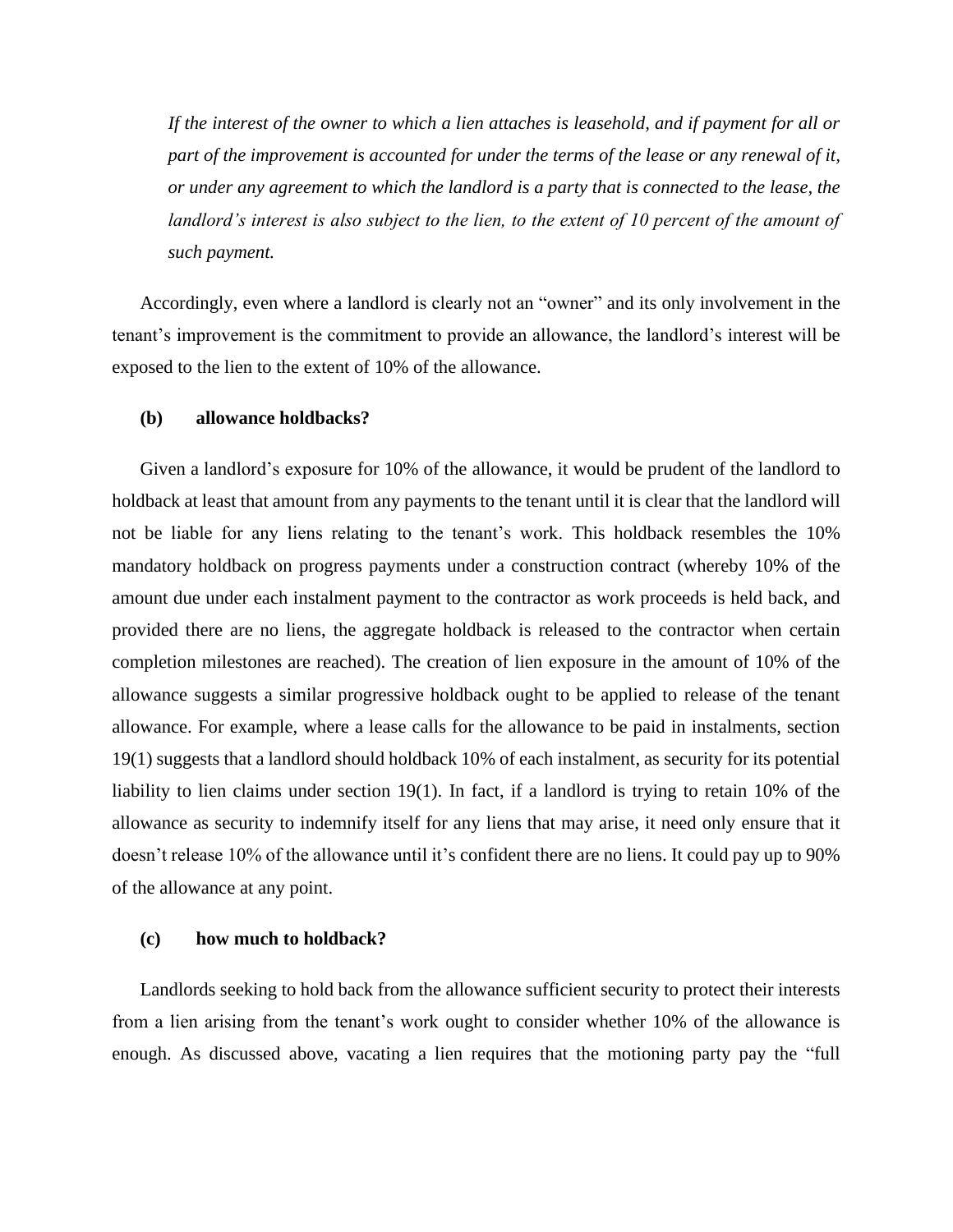> *If the interest of the owner to which a lien attaches is leasehold, and if payment for all or part of the improvement is accounted for under the terms of the lease or any renewal of it, or under any agreement to which the landlord is a party that is connected to the lease, the landlord's interest is also subject to the lien, to the extent of 10 percent of the amount of such payment.*

Accordingly, even where a landlord is clearly not an "owner" and its only involvement in the tenant's improvement is the commitment to provide an allowance, the landlord's interest will be exposed to the lien to the extent of 10% of the allowance.

### (b) allowance holdbacks?

Given a landlord's exposure for 10% of the allowance, it would be prudent of the landlord to holdback at least that amount from any payments to the tenant until it is clear that the landlord will not be liable for any liens relating to the tenant's work. This holdback resembles the 10% mandatory holdback on progress payments under a construction contract (whereby 10% of the amount due under each instalment payment to the contractor as work proceeds is held back, and provided there are no liens, the aggregate holdback is released to the contractor when certain completion milestones are reached). The creation of lien exposure in the amount of 10% of the allowance suggests a similar progressive holdback ought to be applied to release of the tenant allowance. For example, where a lease calls for the allowance to be paid in instalments, section 19(1) suggests that a landlord should holdback 10% of each instalment, as security for its potential liability to lien claims under section 19(1). In fact, if a landlord is trying to retain 10% of the allowance as security to indemnify itself for any liens that may arise, it need only ensure that it doesn't release 10% of the allowance until it's confident there are no liens. It could pay up to 90% of the allowance at any point.

### (c) how much to holdback?

Landlords seeking to hold back from the allowance sufficient security to protect their interests from a lien arising from the tenant's work ought to consider whether 10% of the allowance is enough. As discussed above, vacating a lien requires that the motioning party pay the "full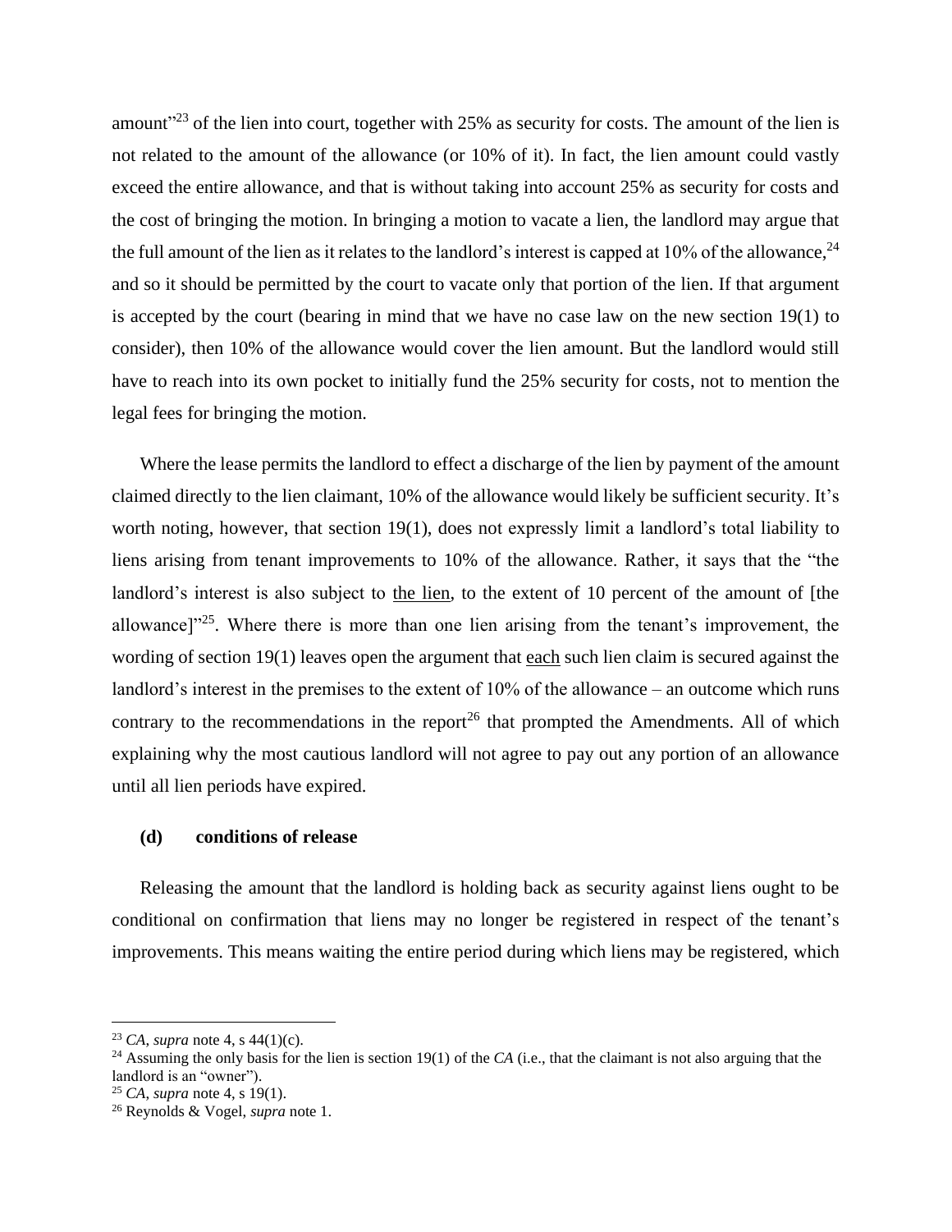amount"[23] of the lien into court, together with 25% as security for costs. The amount of the lien is not related to the amount of the allowance (or 10% of it). In fact, the lien amount could vastly exceed the entire allowance, and that is without taking into account 25% as security for costs and the cost of bringing the motion. In bringing a motion to vacate a lien, the landlord may argue that the full amount of the lien as it relates to the landlord's interest is capped at 10% of the allowance,[24] and so it should be permitted by the court to vacate only that portion of the lien. If that argument is accepted by the court (bearing in mind that we have no case law on the new section 19(1) to consider), then 10% of the allowance would cover the lien amount. But the landlord would still have to reach into its own pocket to initially fund the 25% security for costs, not to mention the legal fees for bringing the motion.

Where the lease permits the landlord to effect a discharge of the lien by payment of the amount claimed directly to the lien claimant, 10% of the allowance would likely be sufficient security. It's worth noting, however, that section 19(1), does not expressly limit a landlord's total liability to liens arising from tenant improvements to 10% of the allowance. Rather, it says that the "the landlord's interest is also subject to <u>the lien</u>, to the extent of 10 percent of the amount of [the allowance]"[25]. Where there is more than one lien arising from the tenant's improvement, the wording of section 19(1) leaves open the argument that <u>each</u> such lien claim is secured against the landlord's interest in the premises to the extent of 10% of the allowance – an outcome which runs contrary to the recommendations in the report[26] that prompted the Amendments. All of which explaining why the most cautious landlord will not agree to pay out any portion of an allowance until all lien periods have expired.

### (d) conditions of release

Releasing the amount that the landlord is holding back as security against liens ought to be conditional on confirmation that liens may no longer be registered in respect of the tenant's improvements. This means waiting the entire period during which liens may be registered, which

---

[23] *CA*, *supra* note 4, s 44(1)(c).

[24] Assuming the only basis for the lien is section 19(1) of the *CA* (i.e., that the claimant is not also arguing that the landlord is an "owner").

[25] *CA*, *supra* note 4, s 19(1).

[26] Reynolds & Vogel, *supra* note 1.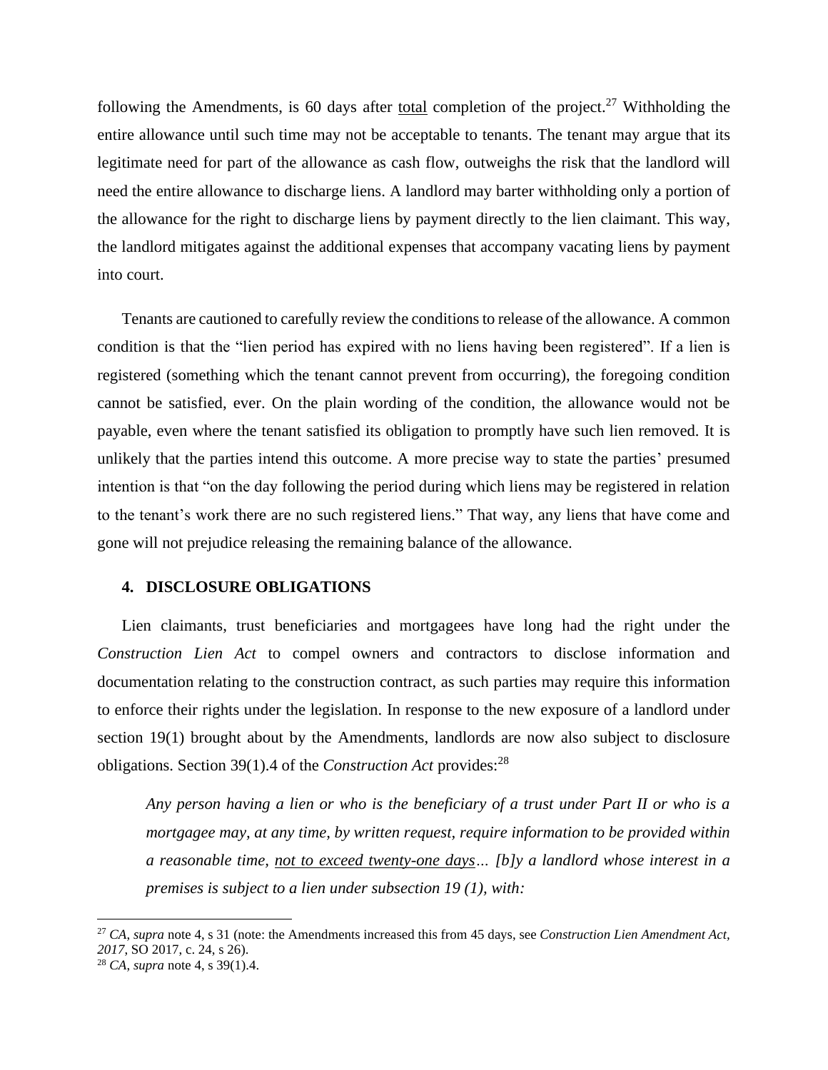following the Amendments, is 60 days after <u>total</u> completion of the project.[27] Withholding the entire allowance until such time may not be acceptable to tenants. The tenant may argue that its legitimate need for part of the allowance as cash flow, outweighs the risk that the landlord will need the entire allowance to discharge liens. A landlord may barter withholding only a portion of the allowance for the right to discharge liens by payment directly to the lien claimant. This way, the landlord mitigates against the additional expenses that accompany vacating liens by payment into court.

Tenants are cautioned to carefully review the conditions to release of the allowance. A common condition is that the "lien period has expired with no liens having been registered". If a lien is registered (something which the tenant cannot prevent from occurring), the foregoing condition cannot be satisfied, ever. On the plain wording of the condition, the allowance would not be payable, even where the tenant satisfied its obligation to promptly have such lien removed. It is unlikely that the parties intend this outcome. A more precise way to state the parties' presumed intention is that "on the day following the period during which liens may be registered in relation to the tenant's work there are no such registered liens." That way, any liens that have come and gone will not prejudice releasing the remaining balance of the allowance.

## 4. DISCLOSURE OBLIGATIONS

Lien claimants, trust beneficiaries and mortgagees have long had the right under the *Construction Lien Act* to compel owners and contractors to disclose information and documentation relating to the construction contract, as such parties may require this information to enforce their rights under the legislation. In response to the new exposure of a landlord under section 19(1) brought about by the Amendments, landlords are now also subject to disclosure obligations. Section 39(1).4 of the *Construction Act* provides:[28]

> *Any person having a lien or who is the beneficiary of a trust under Part II or who is a mortgagee may, at any time, by written request, require information to be provided within a reasonable time, <u>not to exceed twenty-one days</u>… [b]y a landlord whose interest in a premises is subject to a lien under subsection 19 (1), with:*

---

[27] *CA*, *supra* note 4, s 31 (note: the Amendments increased this from 45 days, see *Construction Lien Amendment Act, 2017*, SO 2017, c. 24, s 26).

[28] *CA*, *supra* note 4, s 39(1).4.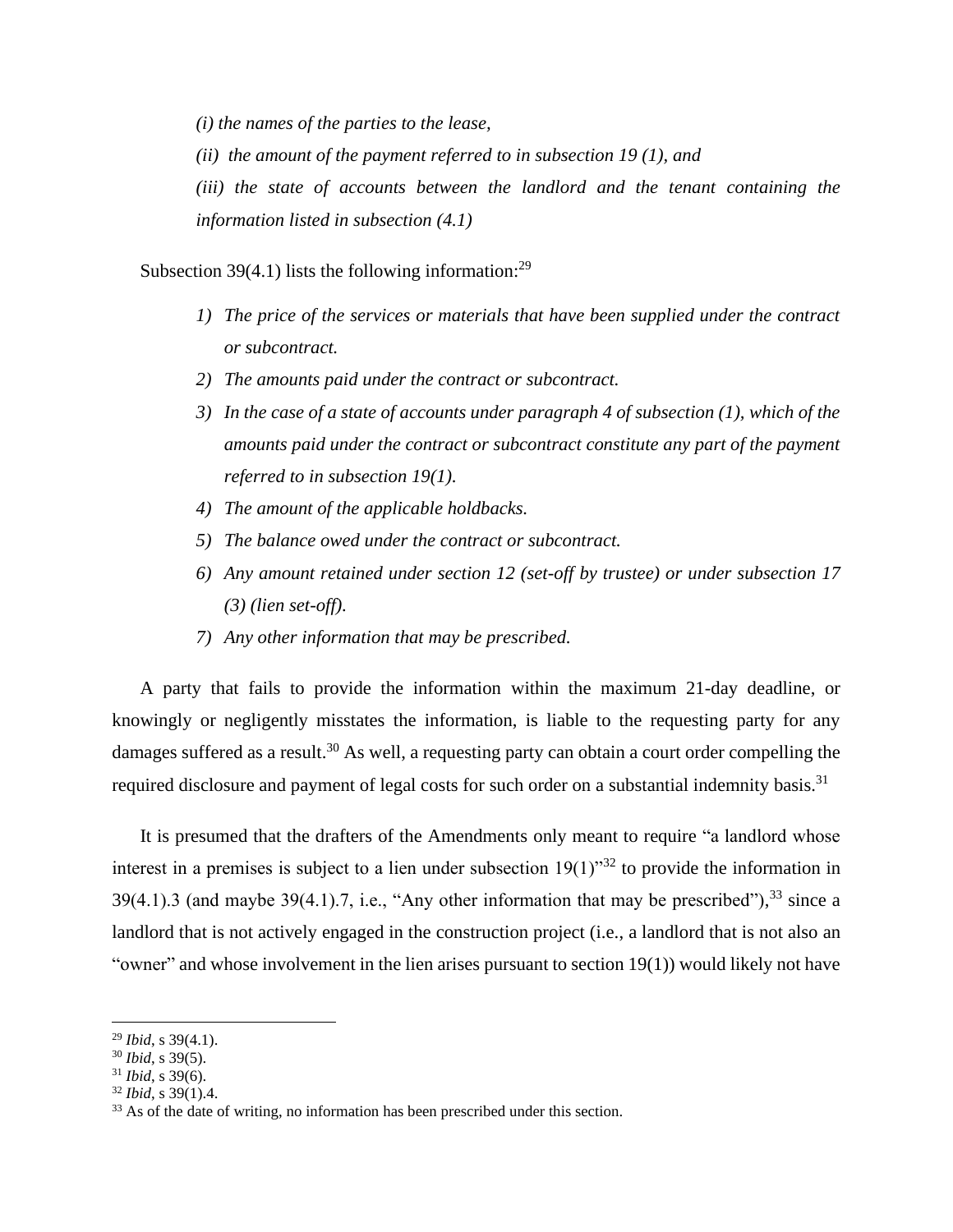*(i) the names of the parties to the lease,*

*(ii) the amount of the payment referred to in subsection 19 (1), and*

*(iii) the state of accounts between the landlord and the tenant containing the information listed in subsection (4.1)*

Subsection 39(4.1) lists the following information:[29]

1) *The price of the services or materials that have been supplied under the contract or subcontract.*
2) *The amounts paid under the contract or subcontract.*
3) *In the case of a state of accounts under paragraph 4 of subsection (1), which of the amounts paid under the contract or subcontract constitute any part of the payment referred to in subsection 19(1).*
4) *The amount of the applicable holdbacks.*
5) *The balance owed under the contract or subcontract.*
6) *Any amount retained under section 12 (set-off by trustee) or under subsection 17 (3) (lien set-off).*
7) *Any other information that may be prescribed.*

A party that fails to provide the information within the maximum 21-day deadline, or knowingly or negligently misstates the information, is liable to the requesting party for any damages suffered as a result.[30] As well, a requesting party can obtain a court order compelling the required disclosure and payment of legal costs for such order on a substantial indemnity basis.[31]

It is presumed that the drafters of the Amendments only meant to require "a landlord whose interest in a premises is subject to a lien under subsection 19(1)"[32] to provide the information in 39(4.1).3 (and maybe 39(4.1).7, i.e., "Any other information that may be prescribed"),[33] since a landlord that is not actively engaged in the construction project (i.e., a landlord that is not also an "owner" and whose involvement in the lien arises pursuant to section 19(1)) would likely not have

---

[29] *Ibid*, s 39(4.1).

[30] *Ibid*, s 39(5).

[31] *Ibid*, s 39(6).

[32] *Ibid*, s 39(1).4.

[33] As of the date of writing, no information has been prescribed under this section.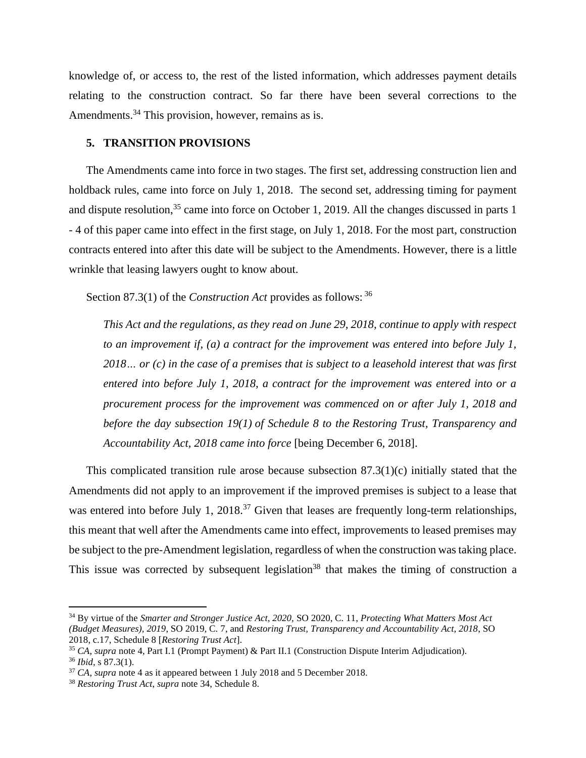knowledge of, or access to, the rest of the listed information, which addresses payment details relating to the construction contract. So far there have been several corrections to the Amendments.[34] This provision, however, remains as is.

## 5. TRANSITION PROVISIONS

The Amendments came into force in two stages. The first set, addressing construction lien and holdback rules, came into force on July 1, 2018. The second set, addressing timing for payment and dispute resolution,[35] came into force on October 1, 2019. All the changes discussed in parts 1 - 4 of this paper came into effect in the first stage, on July 1, 2018. For the most part, construction contracts entered into after this date will be subject to the Amendments. However, there is a little wrinkle that leasing lawyers ought to know about.

Section 87.3(1) of the *Construction Act* provides as follows:[36]

> *This Act and the regulations, as they read on June 29, 2018, continue to apply with respect to an improvement if, (a) a contract for the improvement was entered into before July 1, 2018… or (c) in the case of a premises that is subject to a leasehold interest that was first entered into before July 1, 2018, a contract for the improvement was entered into or a procurement process for the improvement was commenced on or after July 1, 2018 and before the day subsection 19(1) of Schedule 8 to the Restoring Trust, Transparency and Accountability Act, 2018 came into force* [being December 6, 2018].

This complicated transition rule arose because subsection 87.3(1)(c) initially stated that the Amendments did not apply to an improvement if the improved premises is subject to a lease that was entered into before July 1, 2018.[37] Given that leases are frequently long-term relationships, this meant that well after the Amendments came into effect, improvements to leased premises may be subject to the pre-Amendment legislation, regardless of when the construction was taking place. This issue was corrected by subsequent legislation[38] that makes the timing of construction a

---

[34] By virtue of the *Smarter and Stronger Justice Act, 2020*, SO 2020, C. 11, *Protecting What Matters Most Act (Budget Measures), 2019*, SO 2019, C. 7, and *Restoring Trust, Transparency and Accountability Act, 2018*, SO 2018, c.17, Schedule 8 [*Restoring Trust Act*].

[35] *CA*, *supra* note 4, Part I.1 (Prompt Payment) & Part II.1 (Construction Dispute Interim Adjudication).

[36] *Ibid*, s 87.3(1).

[37] *CA*, *supra* note 4 as it appeared between 1 July 2018 and 5 December 2018.

[38] *Restoring Trust Act*, *supra* note 34, Schedule 8.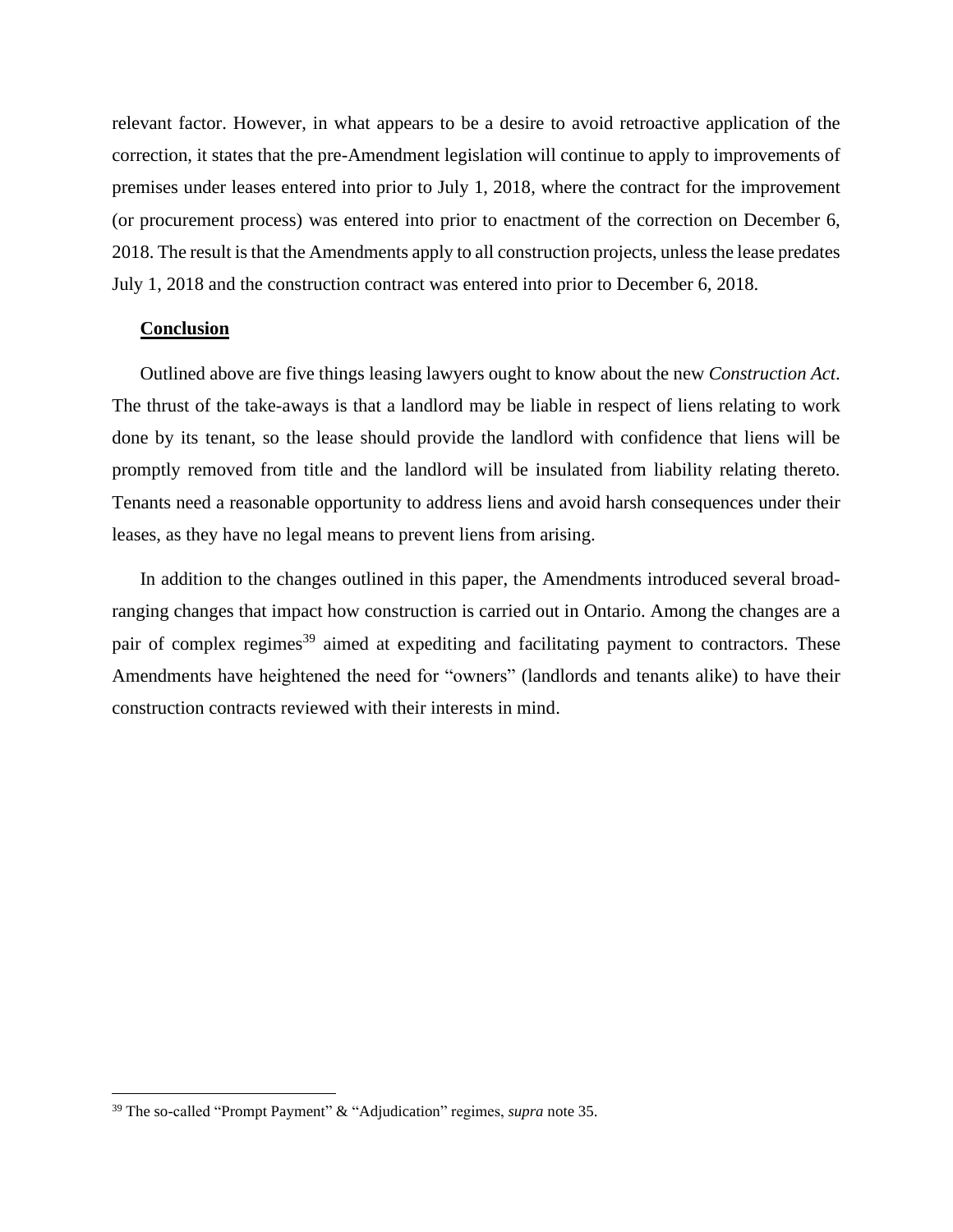relevant factor. However, in what appears to be a desire to avoid retroactive application of the correction, it states that the pre-Amendment legislation will continue to apply to improvements of premises under leases entered into prior to July 1, 2018, where the contract for the improvement (or procurement process) was entered into prior to enactment of the correction on December 6, 2018. The result is that the Amendments apply to all construction projects, unless the lease predates July 1, 2018 and the construction contract was entered into prior to December 6, 2018.

## Conclusion

Outlined above are five things leasing lawyers ought to know about the new *Construction Act*. The thrust of the take-aways is that a landlord may be liable in respect of liens relating to work done by its tenant, so the lease should provide the landlord with confidence that liens will be promptly removed from title and the landlord will be insulated from liability relating thereto. Tenants need a reasonable opportunity to address liens and avoid harsh consequences under their leases, as they have no legal means to prevent liens from arising.

In addition to the changes outlined in this paper, the Amendments introduced several broad-ranging changes that impact how construction is carried out in Ontario. Among the changes are a pair of complex regimes[39] aimed at expediting and facilitating payment to contractors. These Amendments have heightened the need for "owners" (landlords and tenants alike) to have their construction contracts reviewed with their interests in mind.

---

[39] The so-called "Prompt Payment" & "Adjudication" regimes, *supra* note 35.